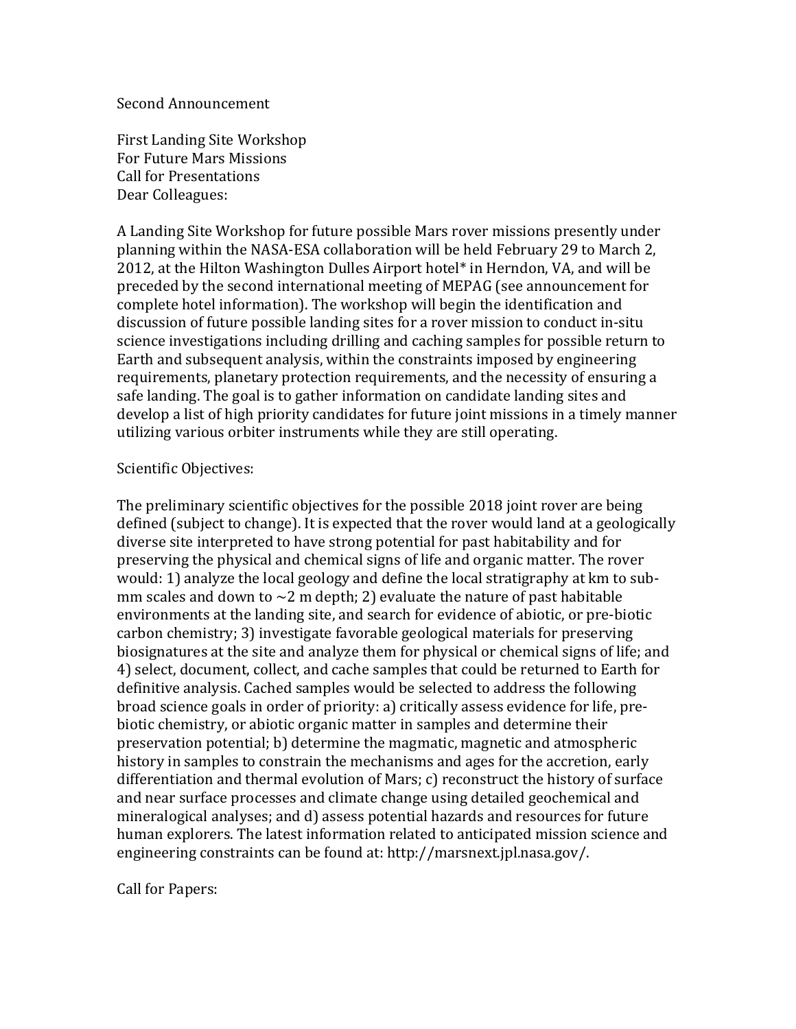Second Announcement

First Landing Site Workshop
For Future Mars Missions
Call for Presentations
Dear Colleagues:

A Landing Site Workshop for future possible Mars rover missions presently under planning within the NASA-ESA collaboration will be held February 29 to March 2, 2012, at the Hilton Washington Dulles Airport hotel* in Herndon, VA, and will be preceded by the second international meeting of MEPAG (see announcement for complete hotel information). The workshop will begin the identification and discussion of future possible landing sites for a rover mission to conduct in-situ science investigations including drilling and caching samples for possible return to Earth and subsequent analysis, within the constraints imposed by engineering requirements, planetary protection requirements, and the necessity of ensuring a safe landing. The goal is to gather information on candidate landing sites and develop a list of high priority candidates for future joint missions in a timely manner utilizing various orbiter instruments while they are still operating.

Scientific Objectives:

The preliminary scientific objectives for the possible 2018 joint rover are being defined (subject to change). It is expected that the rover would land at a geologically diverse site interpreted to have strong potential for past habitability and for preserving the physical and chemical signs of life and organic matter. The rover would: 1) analyze the local geology and define the local stratigraphy at km to sub-mm scales and down to ~2 m depth; 2) evaluate the nature of past habitable environments at the landing site, and search for evidence of abiotic, or pre-biotic carbon chemistry; 3) investigate favorable geological materials for preserving biosignatures at the site and analyze them for physical or chemical signs of life; and 4) select, document, collect, and cache samples that could be returned to Earth for definitive analysis. Cached samples would be selected to address the following broad science goals in order of priority: a) critically assess evidence for life, pre-biotic chemistry, or abiotic organic matter in samples and determine their preservation potential; b) determine the magmatic, magnetic and atmospheric history in samples to constrain the mechanisms and ages for the accretion, early differentiation and thermal evolution of Mars; c) reconstruct the history of surface and near surface processes and climate change using detailed geochemical and mineralogical analyses; and d) assess potential hazards and resources for future human explorers. The latest information related to anticipated mission science and engineering constraints can be found at: http://marsnext.jpl.nasa.gov/.

Call for Papers: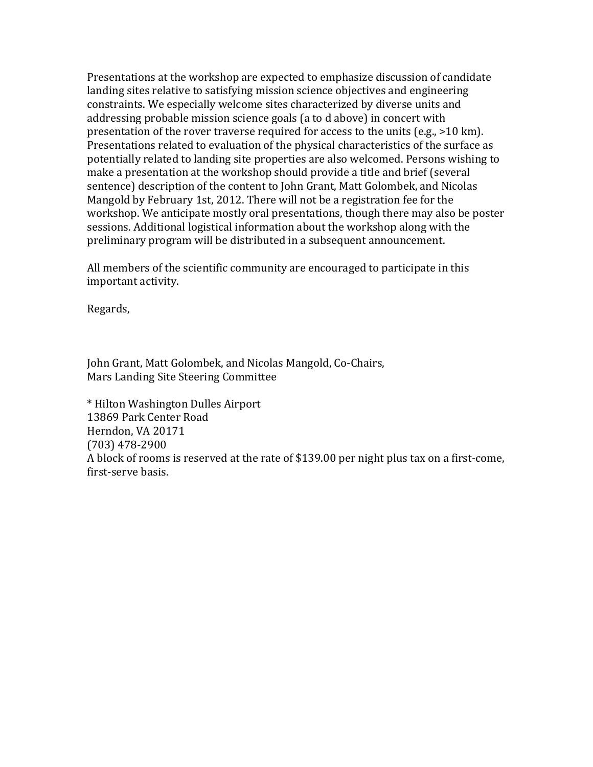Presentations at the workshop are expected to emphasize discussion of candidate landing sites relative to satisfying mission science objectives and engineering constraints. We especially welcome sites characterized by diverse units and addressing probable mission science goals (a to d above) in concert with presentation of the rover traverse required for access to the units (e.g., >10 km). Presentations related to evaluation of the physical characteristics of the surface as potentially related to landing site properties are also welcomed. Persons wishing to make a presentation at the workshop should provide a title and brief (several sentence) description of the content to John Grant, Matt Golombek, and Nicolas Mangold by February 1st, 2012. There will not be a registration fee for the workshop. We anticipate mostly oral presentations, though there may also be poster sessions. Additional logistical information about the workshop along with the preliminary program will be distributed in a subsequent announcement.

All members of the scientific community are encouraged to participate in this important activity.

Regards,

John Grant, Matt Golombek, and Nicolas Mangold, Co-Chairs,
Mars Landing Site Steering Committee

\* Hilton Washington Dulles Airport
13869 Park Center Road
Herndon, VA 20171
(703) 478-2900
A block of rooms is reserved at the rate of $139.00 per night plus tax on a first-come, first-serve basis.